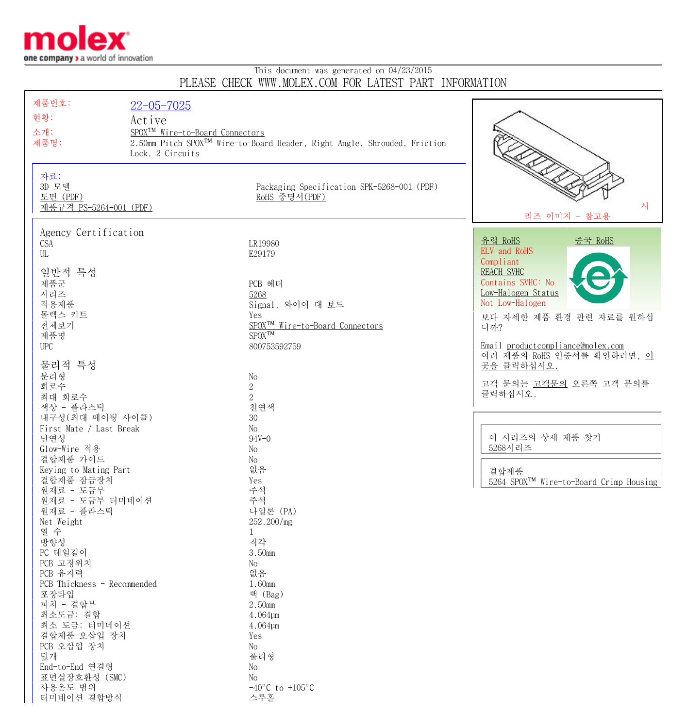This document was generated on 04/23/2015

PLEASE CHECK WWW.MOLEX.COM FOR LATEST PART INFORMATION

| | |
|---|---|
| 제품번호: | 22-05-7025 |
| 현황: | Active |
| 소개: | SPOX™ Wire-to-Board Connectors |
| 제품명: | 2.50mm Pitch SPOX™ Wire-to-Board Header, Right Angle, Shrouded, Friction Lock, 2 Circuits |

자료:

- 3D 모델
- 도면 (PDF)
- 제품규격 PS-5264-001 (PDF)
- Packaging Specification SPK-5268-001 (PDF)
- RoHS 증명서(PDF)

시리즈 이미지 - 참고용

## Agency Certification

| | |
|---|---|
| CSA | LR19980 |
| UL | E29179 |

## 일반적 특성

| | |
|---|---|
| 제품군 | PCB 헤더 |
| 시리즈 | 5268 |
| 적용제품 | Signal, 와이어 대 보드 |
| 몰렉스 키트 | Yes |
| 전체보기 | SPOX™ Wire-to-Board Connectors |
| 제품명 | SPOX™ |
| UPC | 800753592759 |

## 물리적 특성

| | |
|---|---|
| 분리형 | No |
| 회로수 | 2 |
| 최대 회로수 | 2 |
| 색상 - 플라스틱 | 천연색 |
| 내구성(최대 메이팅 사이클) | 30 |
| First Mate / Last Break | No |
| 난연성 | 94V-0 |
| Glow-Wire 적용 | No |
| 결합제품 가이드 | No |
| Keying to Mating Part | 없음 |
| 결합제품 잠금장치 | Yes |
| 원재료 - 도금부 | 주석 |
| 원재료 - 도금부 터미네이션 | 주석 |
| 원재료 - 플라스틱 | 나일론 (PA) |
| Net Weight | 252.200/mg |
| 열 수 | 1 |
| 방향성 | 직각 |
| PC 테일길이 | 3.50mm |
| PCB 고정위치 | No |
| PCB 유지력 | 없음 |
| PCB Thickness - Recommended | 1.60mm |
| 포장타입 | 백 (Bag) |
| 피치 - 결합부 | 2.50mm |
| 최소도금: 결합 | 4.064µm |
| 최소 도금: 터미네이션 | 4.064µm |
| 결합제품 오삽입 장치 | Yes |
| PCB 오삽입 장치 | No |
| 덮개 | 풀리형 |
| End-to-End 연결형 | No |
| 표면실장호환성 (SMC) | No |
| 사용온도 범위 | -40°C to +105°C |
| 터미네이션 결합방식 | 스루홀 |

유럽 RoHS
ELV and RoHS
Compliant
REACH SVHC
Contains SVHC: No
Low-Halogen Status
Not Low-Halogen

중국 RoHS

보다 자세한 제품 환경 관련 자료를 원하십니까?

Email productcompliance@molex.com
여러 제품의 RoHS 인증서를 확인하려면, 이곳을 클릭하십시오.

고객 문의는 고객문의 오른쪽 고객 문의를 클릭하십시오.

이 시리즈의 상세 제품 찾기
5268시리즈

결합제품
5264 SPOX™ Wire-to-Board Crimp Housing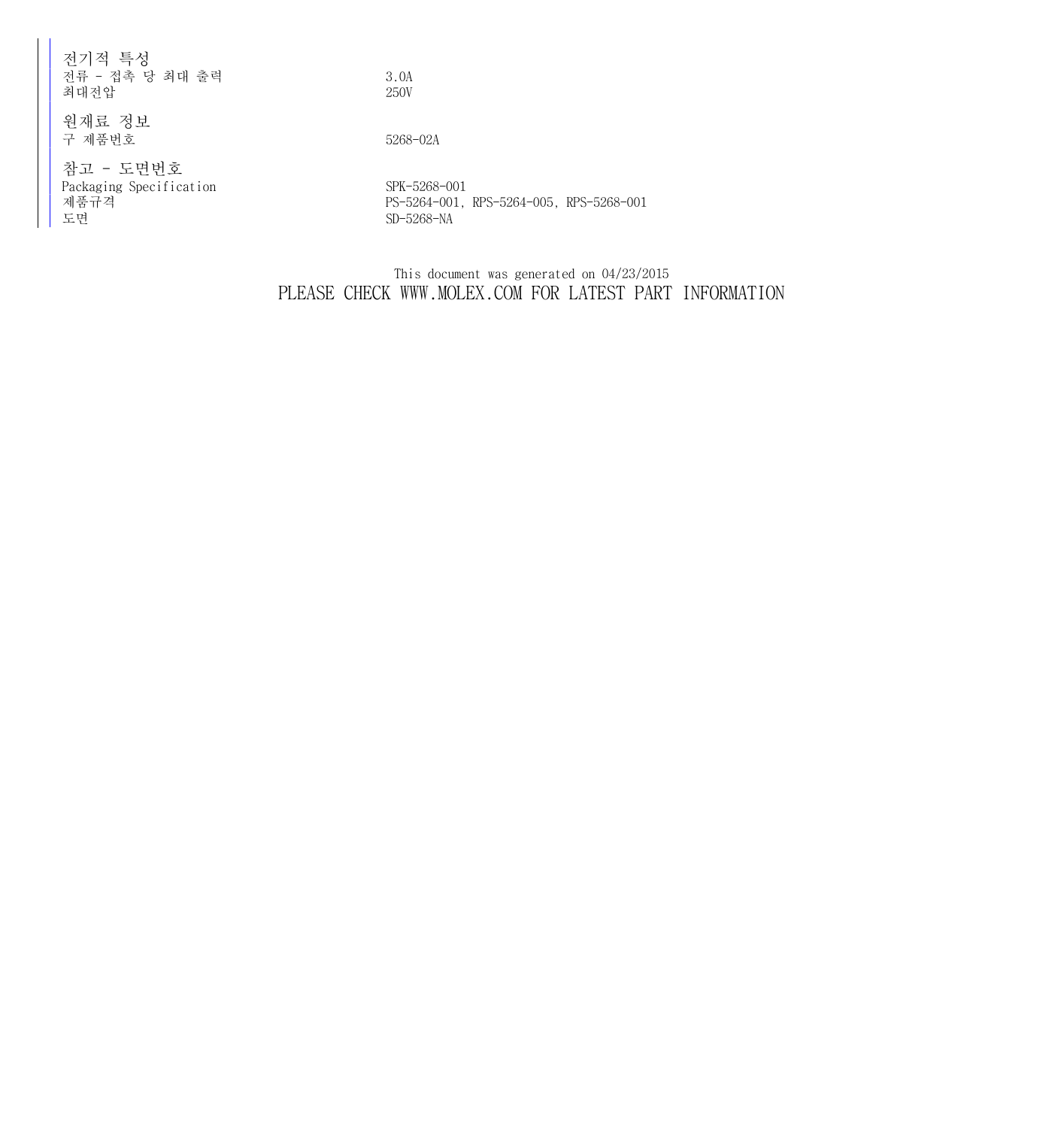## 전기적 특성

| | |
|---|---|
| 전류 - 접촉 당 최대 출력 | 3.0A |
| 최대전압 | 250V |

## 원재료 정보

| | |
|---|---|
| 구 제품번호 | 5268-02A |

## 참고 - 도면번호

| | |
|---|---|
| Packaging Specification | SPK-5268-001 |
| 제품규격 | PS-5264-001, RPS-5264-005, RPS-5268-001 |
| 도면 | SD-5268-NA |

This document was generated on 04/23/2015

PLEASE CHECK WWW.MOLEX.COM FOR LATEST PART INFORMATION